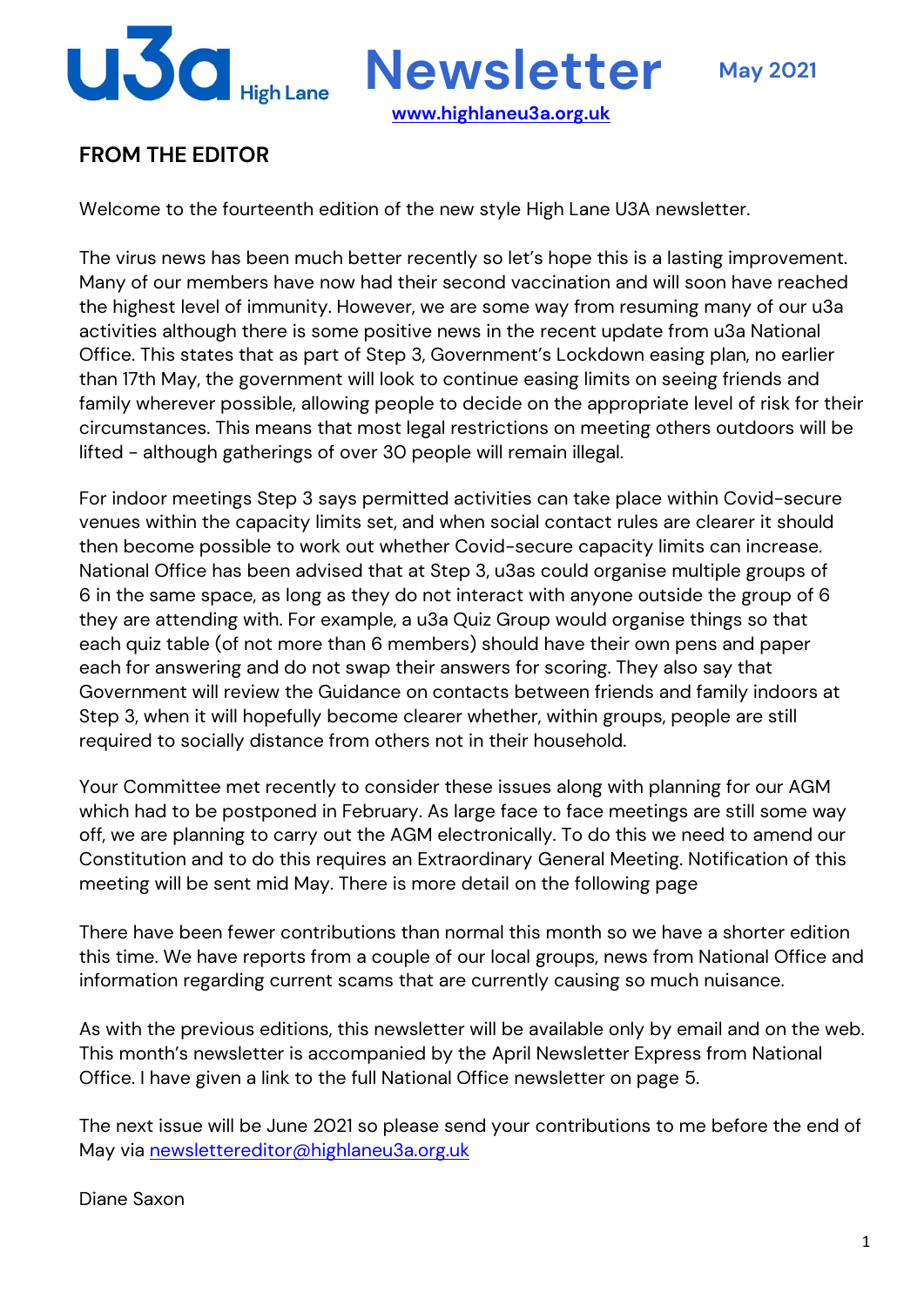# u3a High Lane Newsletter

**May 2021**

[www.highlaneu3a.org.uk](http://www.highlaneu3a.org.uk)

## FROM THE EDITOR

Welcome to the fourteenth edition of the new style High Lane U3A newsletter.

The virus news has been much better recently so let's hope this is a lasting improvement. Many of our members have now had their second vaccination and will soon have reached the highest level of immunity. However, we are some way from resuming many of our u3a activities although there is some positive news in the recent update from u3a National Office. This states that as part of Step 3, Government's Lockdown easing plan, no earlier than 17th May, the government will look to continue easing limits on seeing friends and family wherever possible, allowing people to decide on the appropriate level of risk for their circumstances. This means that most legal restrictions on meeting others outdoors will be lifted - although gatherings of over 30 people will remain illegal.

For indoor meetings Step 3 says permitted activities can take place within Covid-secure venues within the capacity limits set, and when social contact rules are clearer it should then become possible to work out whether Covid-secure capacity limits can increase. National Office has been advised that at Step 3, u3as could organise multiple groups of 6 in the same space, as long as they do not interact with anyone outside the group of 6 they are attending with. For example, a u3a Quiz Group would organise things so that each quiz table (of not more than 6 members) should have their own pens and paper each for answering and do not swap their answers for scoring. They also say that Government will review the Guidance on contacts between friends and family indoors at Step 3, when it will hopefully become clearer whether, within groups, people are still required to socially distance from others not in their household.

Your Committee met recently to consider these issues along with planning for our AGM which had to be postponed in February. As large face to face meetings are still some way off, we are planning to carry out the AGM electronically. To do this we need to amend our Constitution and to do this requires an Extraordinary General Meeting. Notification of this meeting will be sent mid May. There is more detail on the following page

There have been fewer contributions than normal this month so we have a shorter edition this time. We have reports from a couple of our local groups, news from National Office and information regarding current scams that are currently causing so much nuisance.

As with the previous editions, this newsletter will be available only by email and on the web. This month's newsletter is accompanied by the April Newsletter Express from National Office. I have given a link to the full National Office newsletter on page 5.

The next issue will be June 2021 so please send your contributions to me before the end of May via [newslettereditor@highlaneu3a.org.uk](mailto:newslettereditor@highlaneu3a.org.uk)

Diane Saxon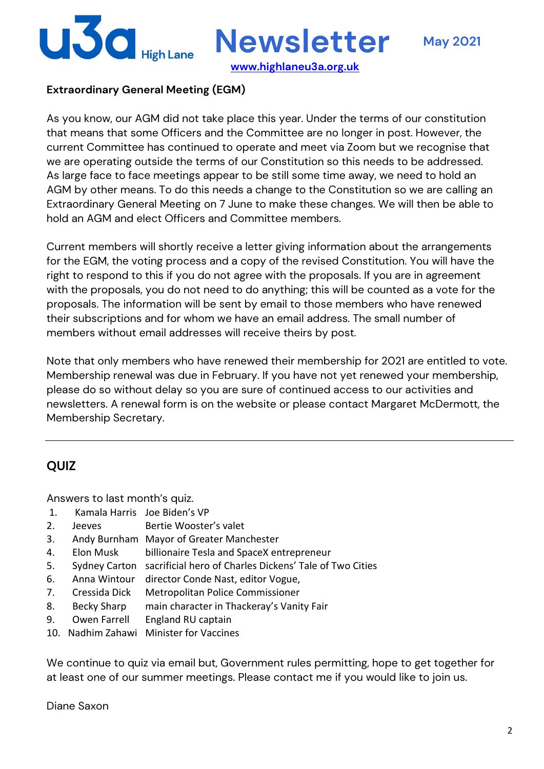**Extraordinary General Meeting (EGM)**

As you know, our AGM did not take place this year. Under the terms of our constitution that means that some Officers and the Committee are no longer in post. However, the current Committee has continued to operate and meet via Zoom but we recognise that we are operating outside the terms of our Constitution so this needs to be addressed. As large face to face meetings appear to be still some time away, we need to hold an AGM by other means. To do this needs a change to the Constitution so we are calling an Extraordinary General Meeting on 7 June to make these changes. We will then be able to hold an AGM and elect Officers and Committee members.

Current members will shortly receive a letter giving information about the arrangements for the EGM, the voting process and a copy of the revised Constitution. You will have the right to respond to this if you do not agree with the proposals. If you are in agreement with the proposals, you do not need to do anything; this will be counted as a vote for the proposals. The information will be sent by email to those members who have renewed their subscriptions and for whom we have an email address. The small number of members without email addresses will receive theirs by post.

Note that only members who have renewed their membership for 2021 are entitled to vote. Membership renewal was due in February. If you have not yet renewed your membership, please do so without delay so you are sure of continued access to our activities and newsletters. A renewal form is on the website or please contact Margaret McDermott, the Membership Secretary.

---

## QUIZ

Answers to last month's quiz.

1. Kamala Harris — Joe Biden's VP
2. Jeeves — Bertie Wooster's valet
3. Andy Burnham — Mayor of Greater Manchester
4. Elon Musk — billionaire Tesla and SpaceX entrepreneur
5. Sydney Carton — sacrificial hero of Charles Dickens' Tale of Two Cities
6. Anna Wintour — director Conde Nast, editor Vogue,
7. Cressida Dick — Metropolitan Police Commissioner
8. Becky Sharp — main character in Thackeray's Vanity Fair
9. Owen Farrell — England RU captain
10. Nadhim Zahawi — Minister for Vaccines

We continue to quiz via email but, Government rules permitting, hope to get together for at least one of our summer meetings. Please contact me if you would like to join us.

Diane Saxon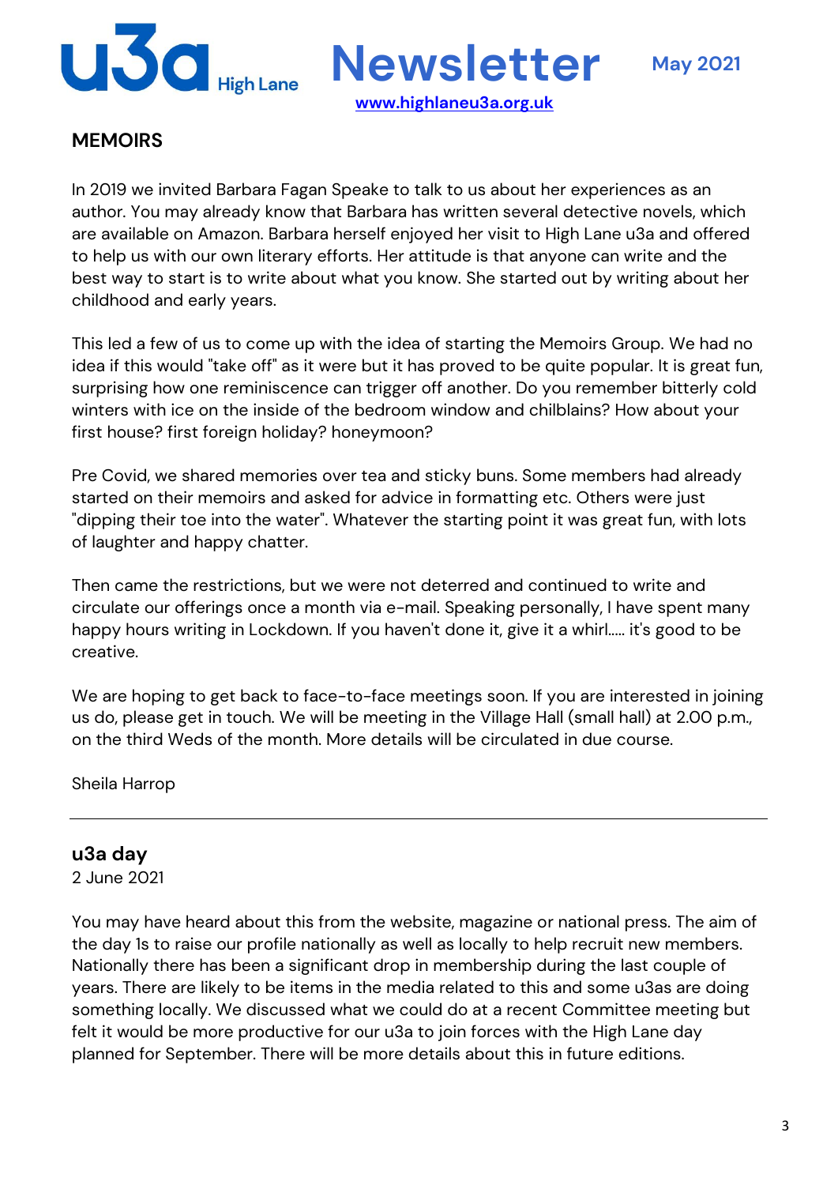## MEMOIRS

In 2019 we invited Barbara Fagan Speake to talk to us about her experiences as an author. You may already know that Barbara has written several detective novels, which are available on Amazon. Barbara herself enjoyed her visit to High Lane u3a and offered to help us with our own literary efforts. Her attitude is that anyone can write and the best way to start is to write about what you know. She started out by writing about her childhood and early years.

This led a few of us to come up with the idea of starting the Memoirs Group. We had no idea if this would "take off" as it were but it has proved to be quite popular. It is great fun, surprising how one reminiscence can trigger off another. Do you remember bitterly cold winters with ice on the inside of the bedroom window and chilblains? How about your first house? first foreign holiday? honeymoon?

Pre Covid, we shared memories over tea and sticky buns. Some members had already started on their memoirs and asked for advice in formatting etc. Others were just "dipping their toe into the water". Whatever the starting point it was great fun, with lots of laughter and happy chatter.

Then came the restrictions, but we were not deterred and continued to write and circulate our offerings once a month via e-mail. Speaking personally, I have spent many happy hours writing in Lockdown. If you haven't done it, give it a whirl..... it's good to be creative.

We are hoping to get back to face-to-face meetings soon. If you are interested in joining us do, please get in touch. We will be meeting in the Village Hall (small hall) at 2.00 p.m., on the third Weds of the month. More details will be circulated in due course.

Sheila Harrop

---

## u3a day

2 June 2021

You may have heard about this from the website, magazine or national press. The aim of the day 1s to raise our profile nationally as well as locally to help recruit new members. Nationally there has been a significant drop in membership during the last couple of years. There are likely to be items in the media related to this and some u3as are doing something locally. We discussed what we could do at a recent Committee meeting but felt it would be more productive for our u3a to join forces with the High Lane day planned for September. There will be more details about this in future editions.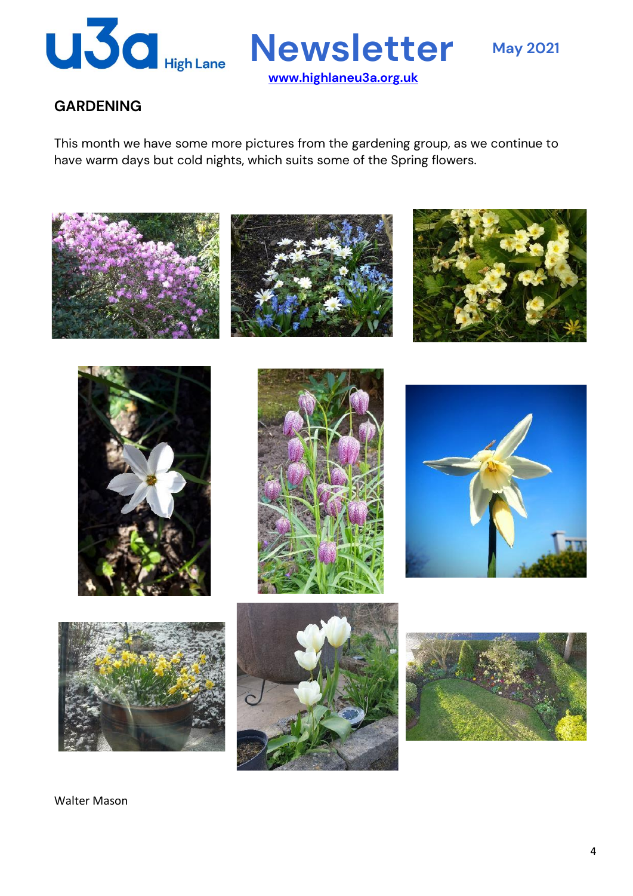## GARDENING

This month we have some more pictures from the gardening group, as we continue to have warm days but cold nights, which suits some of the Spring flowers.

Walter Mason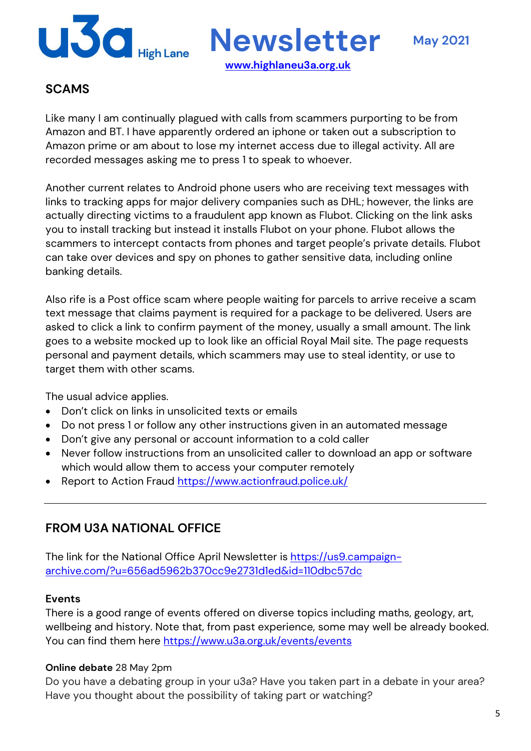## SCAMS

Like many I am continually plagued with calls from scammers purporting to be from Amazon and BT. I have apparently ordered an iphone or taken out a subscription to Amazon prime or am about to lose my internet access due to illegal activity. All are recorded messages asking me to press 1 to speak to whoever.

Another current relates to Android phone users who are receiving text messages with links to tracking apps for major delivery companies such as DHL; however, the links are actually directing victims to a fraudulent app known as Flubot. Clicking on the link asks you to install tracking but instead it installs Flubot on your phone. Flubot allows the scammers to intercept contacts from phones and target people's private details. Flubot can take over devices and spy on phones to gather sensitive data, including online banking details.

Also rife is a Post office scam where people waiting for parcels to arrive receive a scam text message that claims payment is required for a package to be delivered. Users are asked to click a link to confirm payment of the money, usually a small amount. The link goes to a website mocked up to look like an official Royal Mail site. The page requests personal and payment details, which scammers may use to steal identity, or use to target them with other scams.

The usual advice applies.

- Don't click on links in unsolicited texts or emails
- Do not press 1 or follow any other instructions given in an automated message
- Don't give any personal or account information to a cold caller
- Never follow instructions from an unsolicited caller to download an app or software which would allow them to access your computer remotely
- Report to Action Fraud https://www.actionfraud.police.uk/

---

## FROM U3A NATIONAL OFFICE

The link for the National Office April Newsletter is https://us9.campaign-archive.com/?u=656ad5962b370cc9e2731d1ed&id=110dbc57dc

### Events

There is a good range of events offered on diverse topics including maths, geology, art, wellbeing and history. Note that, from past experience, some may well be already booked. You can find them here https://www.u3a.org.uk/events/events

**Online debate** 28 May 2pm

Do you have a debating group in your u3a? Have you taken part in a debate in your area? Have you thought about the possibility of taking part or watching?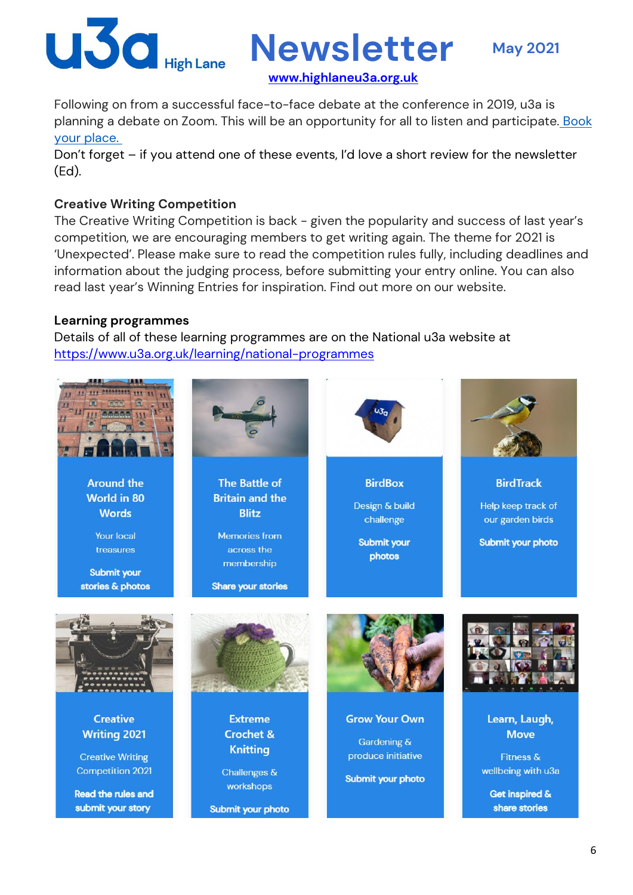Following on from a successful face-to-face debate at the conference in 2019, u3a is planning a debate on Zoom. This will be an opportunity for all to listen and participate. Book your place.

Don't forget – if you attend one of these events, I'd love a short review for the newsletter (Ed).

**Creative Writing Competition**

The Creative Writing Competition is back - given the popularity and success of last year's competition, we are encouraging members to get writing again. The theme for 2021 is 'Unexpected'. Please make sure to read the competition rules fully, including deadlines and information about the judging process, before submitting your entry online. You can also read last year's Winning Entries for inspiration. Find out more on our website.

**Learning programmes**

Details of all of these learning programmes are on the National u3a website at https://www.u3a.org.uk/learning/national-programmes

**Around the World in 80 Words**
Your local treasures
Submit your stories & photos

**The Battle of Britain and the Blitz**
Memories from across the membership
Share your stories

**BirdBox**
Design & build challenge
Submit your photos

**BirdTrack**
Help keep track of our garden birds
Submit your photo

**Creative Writing 2021**
Creative Writing Competition 2021
Read the rules and submit your story

**Extreme Crochet & Knitting**
Challenges & workshops
Submit your photo

**Grow Your Own**
Gardening & produce initiative
Submit your photo

**Learn, Laugh, Move**
Fitness & wellbeing with u3a
Get inspired & share stories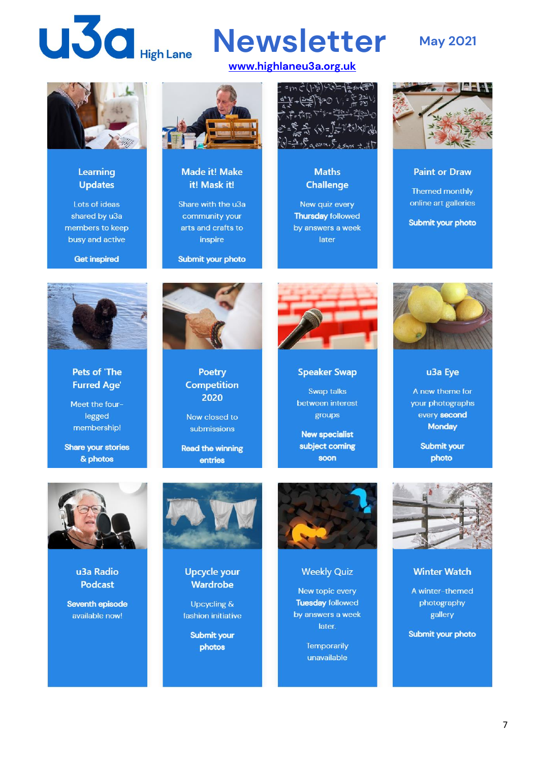# u3a High Lane Newsletter

May 2021

www.highlaneu3a.org.uk

### Learning Updates

Lots of ideas shared by u3a members to keep busy and active

**Get inspired**

### Made it! Make it! Mask it!

Share with the u3a community your arts and crafts to inspire

**Submit your photo**

### Maths Challenge

New quiz every **Thursday** followed by answers a week later

### Paint or Draw

Themed monthly online art galleries

**Submit your photo**

### Pets of 'The Furred Age'

Meet the four-legged membership!

**Share your stories & photos**

### Poetry Competition 2020

Now closed to submissions

**Read the winning entries**

### Speaker Swap

Swap talks between interest groups

**New specialist subject coming soon**

### u3a Eye

A new theme for your photographs every **second Monday**

**Submit your photo**

### u3a Radio Podcast

**Seventh episode** available now!

### Upcycle your Wardrobe

Upcycling & fashion initiative

**Submit your photos**

### Weekly Quiz

New topic every **Tuesday** followed by answers a week later.

Temporarily unavailable

### Winter Watch

A winter-themed photography gallery

**Submit your photo**